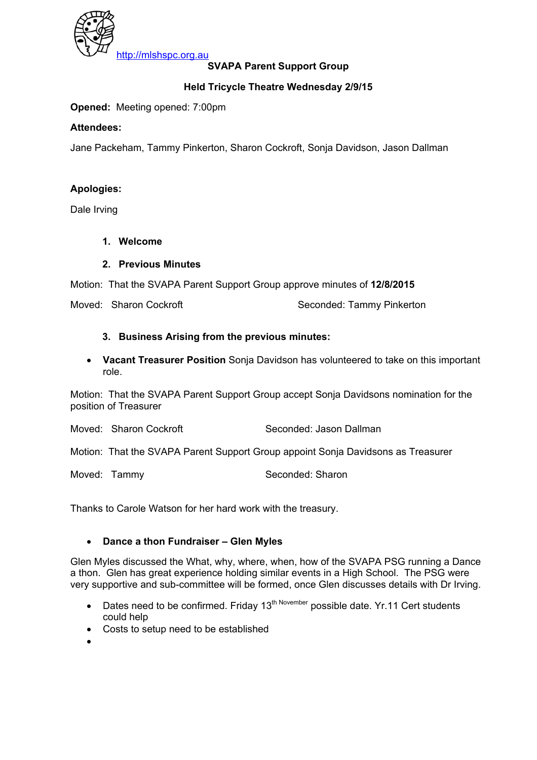http://mlshspc.org.au

**SVAPA Parent Support Group**

**Held Tricycle Theatre Wednesday 2/9/15**

**Opened:** Meeting opened: 7:00pm

**Attendees:**

Jane Packeham, Tammy Pinkerton, Sharon Cockroft, Sonja Davidson, Jason Dallman

**Apologies:**

Dale Irving

1. **Welcome**

2. **Previous Minutes**

Motion: That the SVAPA Parent Support Group approve minutes of **12/8/2015**

Moved: Sharon Cockroft  Seconded: Tammy Pinkerton

3. **Business Arising from the previous minutes:**

- **Vacant Treasurer Position** Sonja Davidson has volunteered to take on this important role.

Motion: That the SVAPA Parent Support Group accept Sonja Davidsons nomination for the position of Treasurer

Moved: Sharon Cockroft  Seconded: Jason Dallman

Motion: That the SVAPA Parent Support Group appoint Sonja Davidsons as Treasurer

Moved: Tammy  Seconded: Sharon

Thanks to Carole Watson for her hard work with the treasury.

- **Dance a thon Fundraiser – Glen Myles**

Glen Myles discussed the What, why, where, when, how of the SVAPA PSG running a Dance a thon. Glen has great experience holding similar events in a High School. The PSG were very supportive and sub-committee will be formed, once Glen discusses details with Dr Irving.

- Dates need to be confirmed. Friday 13th November possible date. Yr.11 Cert students could help
- Costs to setup need to be established
-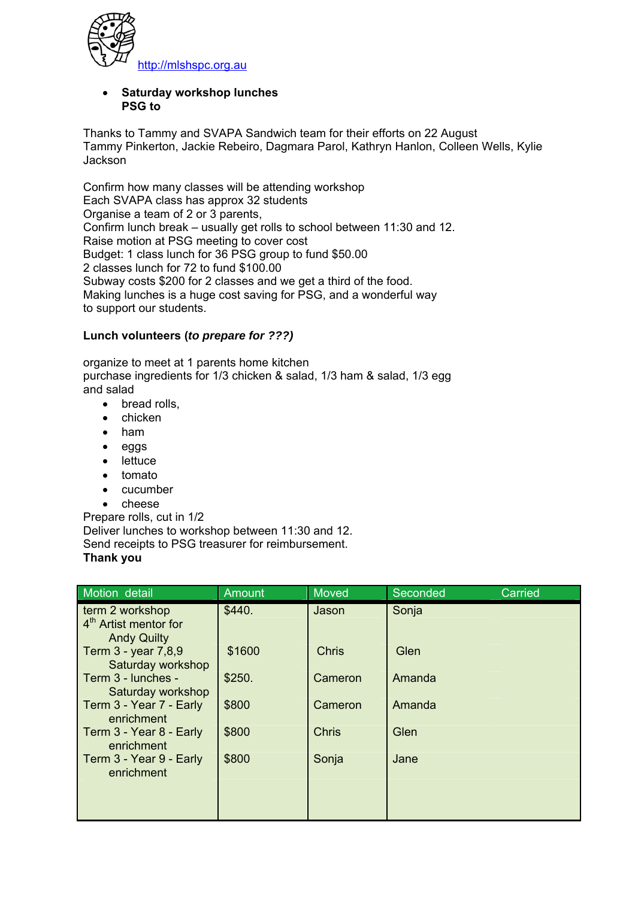http://mlshspc.org.au

- **Saturday workshop lunches**
  **PSG to**

Thanks to Tammy and SVAPA Sandwich team for their efforts on 22 August
Tammy Pinkerton, Jackie Rebeiro, Dagmara Parol, Kathryn Hanlon, Colleen Wells, Kylie Jackson

Confirm how many classes will be attending workshop
Each SVAPA class has approx 32 students
Organise a team of 2 or 3 parents,
Confirm lunch break – usually get rolls to school between 11:30 and 12.
Raise motion at PSG meeting to cover cost
Budget: 1 class lunch for 36 PSG group to fund $50.00
2 classes lunch for 72 to fund $100.00
Subway costs $200 for 2 classes and we get a third of the food.
Making lunches is a huge cost saving for PSG, and a wonderful way to support our students.

**Lunch volunteers (*to prepare for ???)***

organize to meet at 1 parents home kitchen
purchase ingredients for 1/3 chicken & salad, 1/3 ham & salad, 1/3 egg and salad

- bread rolls,
- chicken
- ham
- eggs
- lettuce
- tomato
- cucumber
- cheese

Prepare rolls, cut in 1/2
Deliver lunches to workshop between 11:30 and 12.
Send receipts to PSG treasurer for reimbursement.
**Thank you**

| Motion detail | Amount | Moved | Seconded | Carried |
|---|---|---|---|---|
| term 2 workshop 4th Artist mentor for Andy Quilty | $440. | Jason | Sonja | |
| Term 3 - year 7,8,9 Saturday workshop | $1600 | Chris | Glen | |
| Term 3 - lunches - Saturday workshop | $250. | Cameron | Amanda | |
| Term 3 - Year 7 - Early enrichment | $800 | Cameron | Amanda | |
| Term 3 - Year 8 - Early enrichment | $800 | Chris | Glen | |
| Term 3 - Year 9 - Early enrichment | $800 | Sonja | Jane | |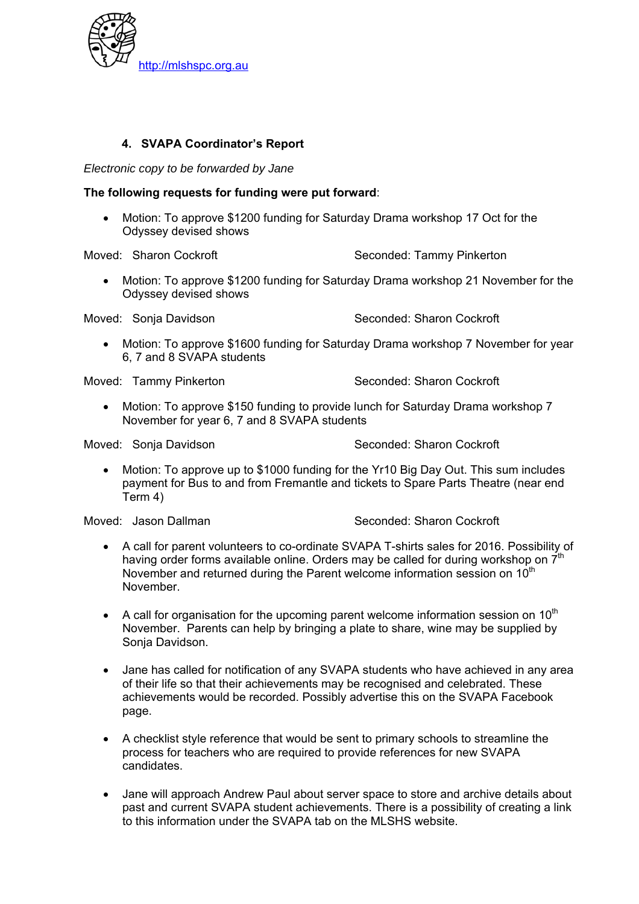http://mlshspc.org.au

### 4. SVAPA Coordinator's Report

*Electronic copy to be forwarded by Jane*

**The following requests for funding were put forward**:

- Motion: To approve $1200 funding for Saturday Drama workshop 17 Oct for the Odyssey devised shows

Moved: Sharon Cockroft Seconded: Tammy Pinkerton

- Motion: To approve $1200 funding for Saturday Drama workshop 21 November for the Odyssey devised shows

Moved: Sonja Davidson Seconded: Sharon Cockroft

- Motion: To approve $1600 funding for Saturday Drama workshop 7 November for year 6, 7 and 8 SVAPA students

Moved: Tammy Pinkerton Seconded: Sharon Cockroft

- Motion: To approve $150 funding to provide lunch for Saturday Drama workshop 7 November for year 6, 7 and 8 SVAPA students

Moved: Sonja Davidson Seconded: Sharon Cockroft

- Motion: To approve up to $1000 funding for the Yr10 Big Day Out. This sum includes payment for Bus to and from Fremantle and tickets to Spare Parts Theatre (near end Term 4)

Moved: Jason Dallman Seconded: Sharon Cockroft

- A call for parent volunteers to co-ordinate SVAPA T-shirts sales for 2016. Possibility of having order forms available online. Orders may be called for during workshop on 7th November and returned during the Parent welcome information session on 10th November.

- A call for organisation for the upcoming parent welcome information session on 10th November. Parents can help by bringing a plate to share, wine may be supplied by Sonja Davidson.

- Jane has called for notification of any SVAPA students who have achieved in any area of their life so that their achievements may be recognised and celebrated. These achievements would be recorded. Possibly advertise this on the SVAPA Facebook page.

- A checklist style reference that would be sent to primary schools to streamline the process for teachers who are required to provide references for new SVAPA candidates.

- Jane will approach Andrew Paul about server space to store and archive details about past and current SVAPA student achievements. There is a possibility of creating a link to this information under the SVAPA tab on the MLSHS website.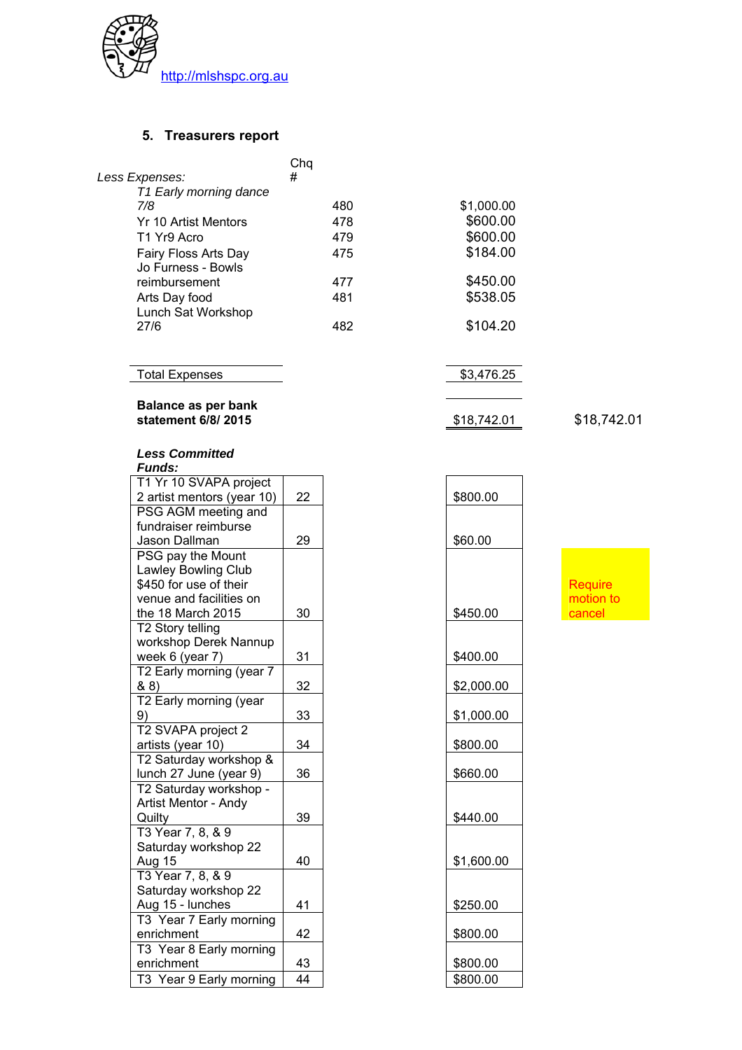http://mlshspc.org.au

## 5. Treasurers report

| *Less Expenses:* | Chq # | | |
|---|---|---|---|
| *T1 Early morning dance 7/8* | 480 | $1,000.00 | |
| Yr 10 Artist Mentors | 478 | $600.00 | |
| T1 Yr9 Acro | 479 | $600.00 | |
| Fairy Floss Arts Day | 475 | $184.00 | |
| Jo Furness - Bowls reimbursement | 477 | $450.00 | |
| Arts Day food | 481 | $538.05 | |
| Lunch Sat Workshop 27/6 | 482 | $104.20 | |
| Total Expenses | | $3,476.25 | |
| **Balance as per bank statement 6/8/ 2015** | | $18,742.01 | $18,742.01 |

***Less Committed Funds:***

| Item | # | Amount | |
|---|---|---|---|
| T1 Yr 10 SVAPA project 2 artist mentors (year 10) | 22 | $800.00 | |
| PSG AGM meeting and fundraiser reimburse Jason Dallman | 29 | $60.00 | |
| PSG pay the Mount Lawley Bowling Club $450 for use of their venue and facilities on the 18 March 2015 | 30 | $450.00 | Require motion to cancel |
| T2 Story telling workshop Derek Nannup week 6 (year 7) | 31 | $400.00 | |
| T2 Early morning (year 7 & 8) | 32 | $2,000.00 | |
| T2 Early morning (year 9) | 33 | $1,000.00 | |
| T2 SVAPA project 2 artists (year 10) | 34 | $800.00 | |
| T2 Saturday workshop & lunch 27 June (year 9) | 36 | $660.00 | |
| T2 Saturday workshop - Artist Mentor - Andy Quilty | 39 | $440.00 | |
| T3 Year 7, 8, & 9 Saturday workshop 22 Aug 15 | 40 | $1,600.00 | |
| T3 Year 7, 8, & 9 Saturday workshop 22 Aug 15 - lunches | 41 | $250.00 | |
| T3 Year 7 Early morning enrichment | 42 | $800.00 | |
| T3 Year 8 Early morning enrichment | 43 | $800.00 | |
| T3 Year 9 Early morning | 44 | $800.00 | |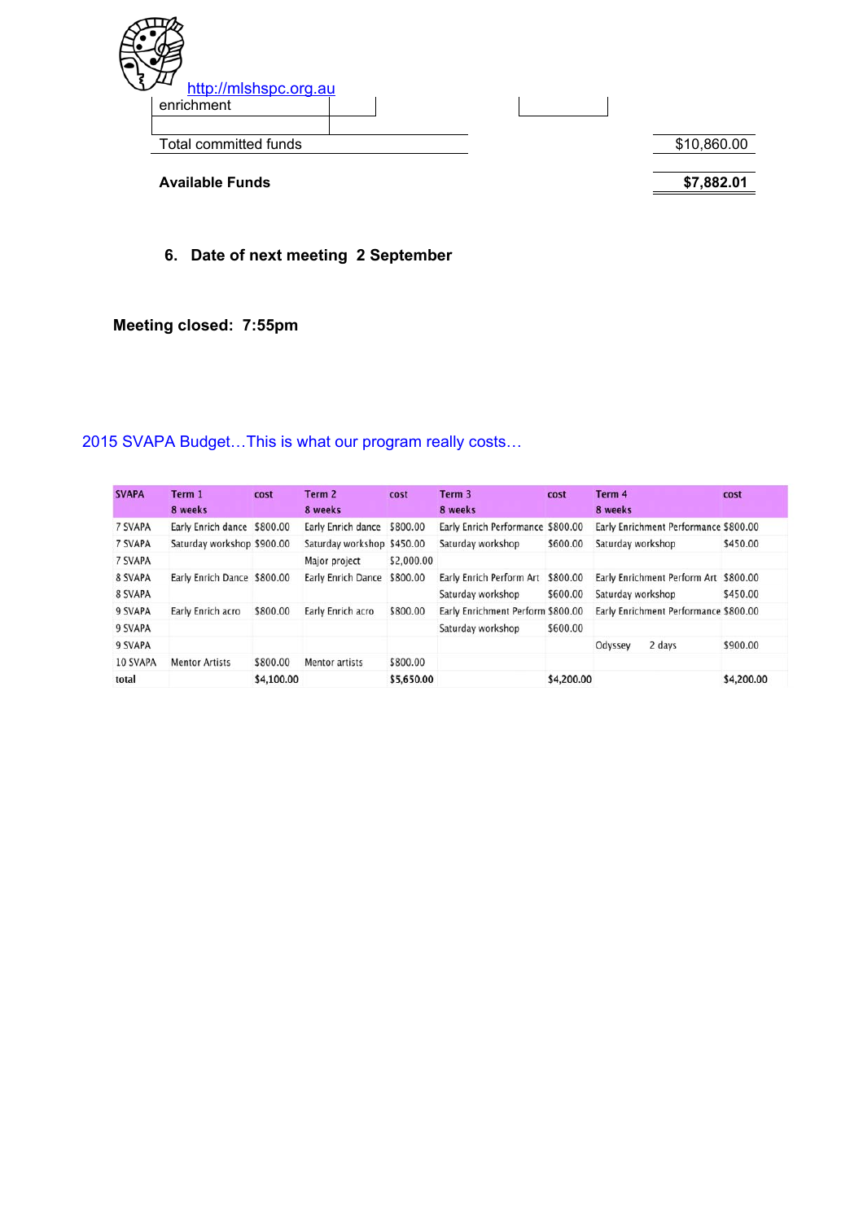http://mlshspc.org.au

| | | | |
|---|---|---|---|
| enrichment | | | |
| | | | |
| Total committed funds | | | $10,860.00 |
| **Available Funds** | | | **$7,882.01** |

**6. Date of next meeting 2 September**

**Meeting closed: 7:55pm**

2015 SVAPA Budget…This is what our program really costs…

| SVAPA | Term 1 8 weeks | cost | Term 2 8 weeks | cost | Term 3 8 weeks | cost | Term 4 8 weeks | cost |
|---|---|---|---|---|---|---|---|---|
| 7 SVAPA | Early Enrich dance | $800.00 | Early Enrich dance | $800.00 | Early Enrich Performance | $800.00 | Early Enrichment Performance | $800.00 |
| 7 SVAPA | Saturday workshop | $900.00 | Saturday workshop | $450.00 | Saturday workshop | $600.00 | Saturday workshop | $450.00 |
| 7 SVAPA | | | Major project | $2,000.00 | | | | |
| 8 SVAPA | Early Enrich Dance | $800.00 | Early Enrich Dance | $800.00 | Early Enrich Perform Art | $800.00 | Early Enrichment Perform Art | $800.00 |
| 8 SVAPA | | | | | Saturday workshop | $600.00 | Saturday workshop | $450.00 |
| 9 SVAPA | Early Enrich acro | $800.00 | Early Enrich acro | $800.00 | Early Enrichment Perform | $800.00 | Early Enrichment Performance | $800.00 |
| 9 SVAPA | | | | | Saturday workshop | $600.00 | | |
| 9 SVAPA | | | | | | | Odyssey 2 days | $900.00 |
| 10 SVAPA | Mentor Artists | $800.00 | Mentor artists | $800.00 | | | | |
| total | | $4,100.00 | | $5,650.00 | | $4,200.00 | | $4,200.00 |